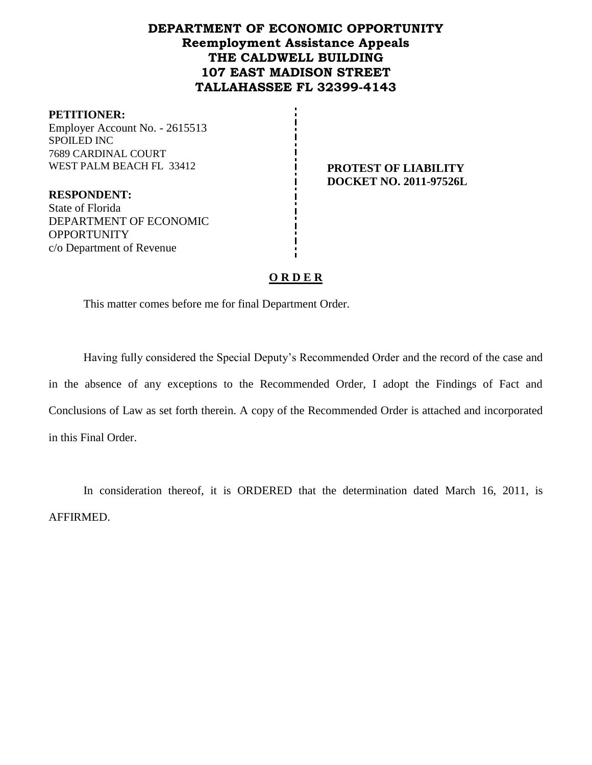# DEPARTMENT OF ECONOMIC OPPORTUNITY
## Reemployment Assistance Appeals
## THE CALDWELL BUILDING
## 107 EAST MADISON STREET
## TALLAHASSEE FL 32399-4143

**PETITIONER:**
Employer Account No. - 2615513
SPOILED INC
7689 CARDINAL COURT
WEST PALM BEACH FL 33412

**PROTEST OF LIABILITY**
**DOCKET NO. 2011-97526L**

**RESPONDENT:**
State of Florida
DEPARTMENT OF ECONOMIC OPPORTUNITY
c/o Department of Revenue

## O R D E R

This matter comes before me for final Department Order.

Having fully considered the Special Deputy's Recommended Order and the record of the case and in the absence of any exceptions to the Recommended Order, I adopt the Findings of Fact and Conclusions of Law as set forth therein. A copy of the Recommended Order is attached and incorporated in this Final Order.

In consideration thereof, it is ORDERED that the determination dated March 16, 2011, is AFFIRMED.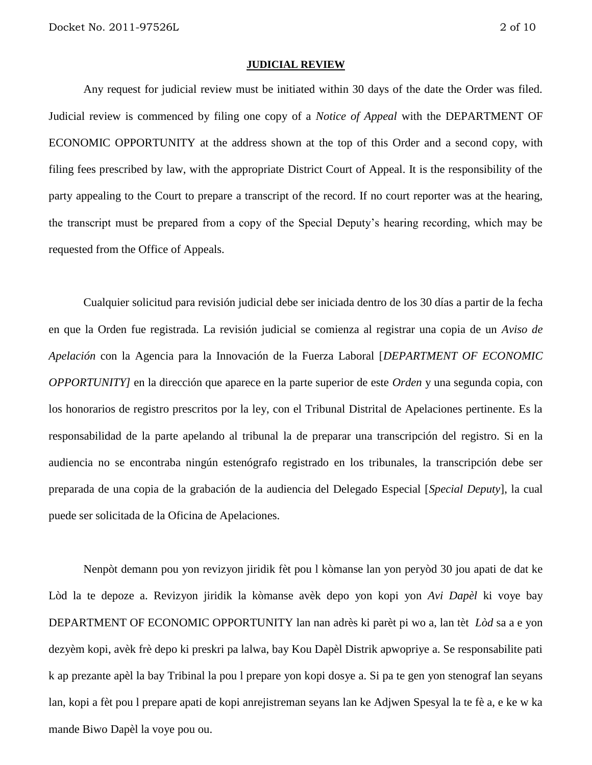**JUDICIAL REVIEW**

Any request for judicial review must be initiated within 30 days of the date the Order was filed. Judicial review is commenced by filing one copy of a *Notice of Appeal* with the DEPARTMENT OF ECONOMIC OPPORTUNITY at the address shown at the top of this Order and a second copy, with filing fees prescribed by law, with the appropriate District Court of Appeal. It is the responsibility of the party appealing to the Court to prepare a transcript of the record. If no court reporter was at the hearing, the transcript must be prepared from a copy of the Special Deputy's hearing recording, which may be requested from the Office of Appeals.

Cualquier solicitud para revisión judicial debe ser iniciada dentro de los 30 días a partir de la fecha en que la Orden fue registrada. La revisión judicial se comienza al registrar una copia de un *Aviso de Apelación* con la Agencia para la Innovación de la Fuerza Laboral [*DEPARTMENT OF ECONOMIC OPPORTUNITY]* en la dirección que aparece en la parte superior de este *Orden* y una segunda copia, con los honorarios de registro prescritos por la ley, con el Tribunal Distrital de Apelaciones pertinente. Es la responsabilidad de la parte apelando al tribunal la de preparar una transcripción del registro. Si en la audiencia no se encontraba ningún estenógrafo registrado en los tribunales, la transcripción debe ser preparada de una copia de la grabación de la audiencia del Delegado Especial [*Special Deputy*], la cual puede ser solicitada de la Oficina de Apelaciones.

Nenpòt demann pou yon revizyon jiridik fèt pou l kòmanse lan yon peryòd 30 jou apati de dat ke Lòd la te depoze a. Revizyon jiridik la kòmanse avèk depo yon kopi yon *Avi Dapèl* ki voye bay DEPARTMENT OF ECONOMIC OPPORTUNITY lan nan adrès ki parèt pi wo a, lan tèt *Lòd* sa a e yon dezyèm kopi, avèk frè depo ki preskri pa lalwa, bay Kou Dapèl Distrik apwopriye a. Se responsabilite pati k ap prezante apèl la bay Tribinal la pou l prepare yon kopi dosye a. Si pa te gen yon stenograf lan seyans lan, kopi a fèt pou l prepare apati de kopi anrejistreman seyans lan ke Adjwen Spesyal la te fè a, e ke w ka mande Biwo Dapèl la voye pou ou.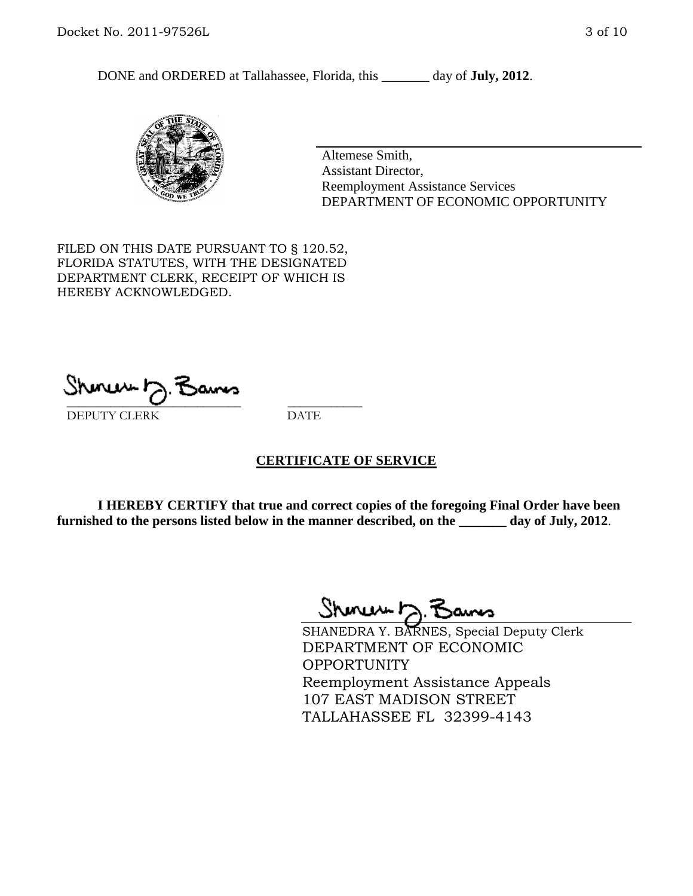DONE and ORDERED at Tallahassee, Florida, this _______ day of **July, 2012**.

Altemese Smith,
Assistant Director,
Reemployment Assistance Services
DEPARTMENT OF ECONOMIC OPPORTUNITY

FILED ON THIS DATE PURSUANT TO § 120.52, FLORIDA STATUTES, WITH THE DESIGNATED DEPARTMENT CLERK, RECEIPT OF WHICH IS HEREBY ACKNOWLEDGED.

___________________________ ___________
DEPUTY CLERK DATE

## CERTIFICATE OF SERVICE

**I HEREBY CERTIFY that true and correct copies of the foregoing Final Order have been furnished to the persons listed below in the manner described, on the _______ day of July, 2012**.

SHANEDRA Y. BARNES, Special Deputy Clerk
DEPARTMENT OF ECONOMIC OPPORTUNITY
Reemployment Assistance Appeals
107 EAST MADISON STREET
TALLAHASSEE FL 32399-4143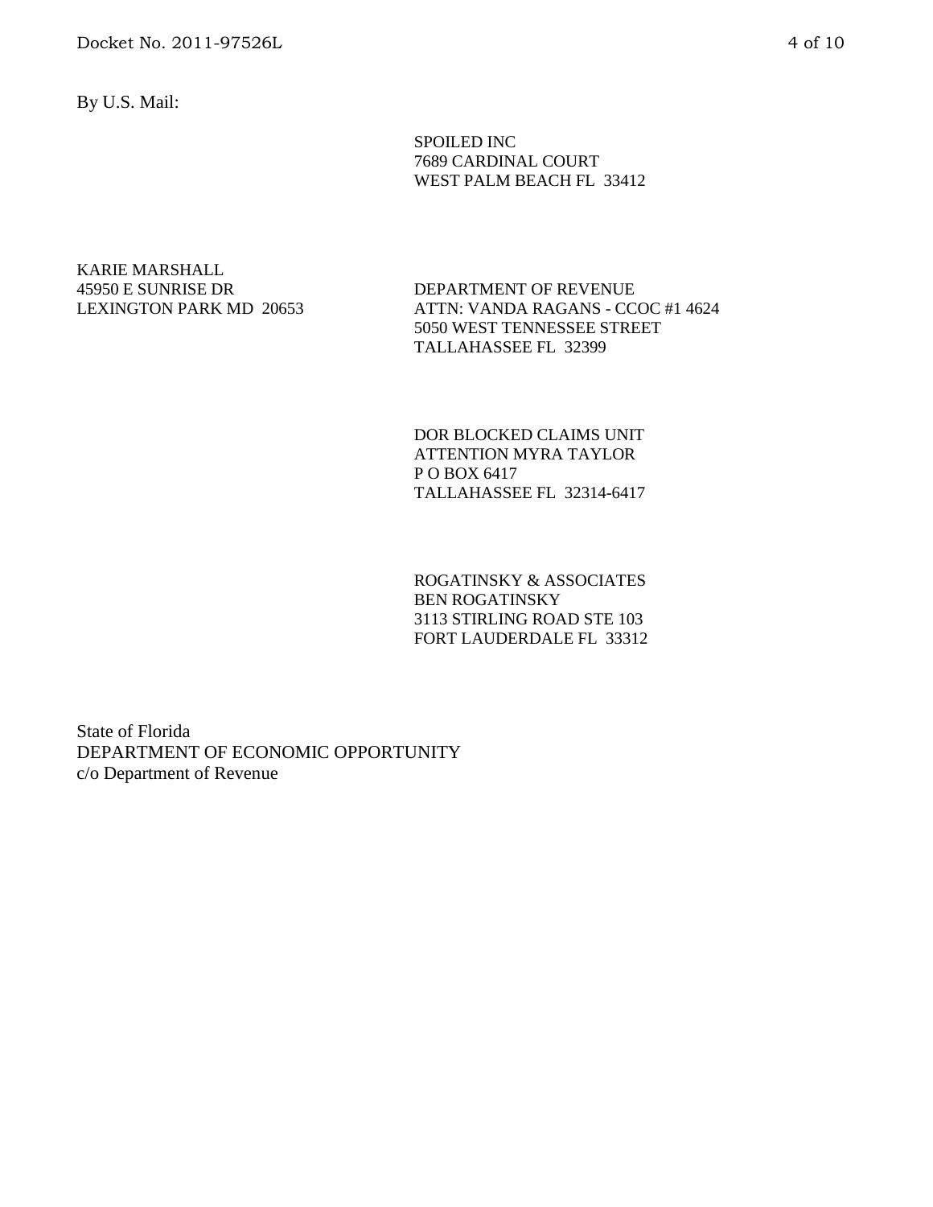By U.S. Mail:

SPOILED INC
7689 CARDINAL COURT
WEST PALM BEACH FL 33412

KARIE MARSHALL
45950 E SUNRISE DR
LEXINGTON PARK MD 20653

DEPARTMENT OF REVENUE
ATTN: VANDA RAGANS - CCOC #1 4624
5050 WEST TENNESSEE STREET
TALLAHASSEE FL 32399

DOR BLOCKED CLAIMS UNIT
ATTENTION MYRA TAYLOR
P O BOX 6417
TALLAHASSEE FL 32314-6417

ROGATINSKY & ASSOCIATES
BEN ROGATINSKY
3113 STIRLING ROAD STE 103
FORT LAUDERDALE FL 33312

State of Florida
DEPARTMENT OF ECONOMIC OPPORTUNITY
c/o Department of Revenue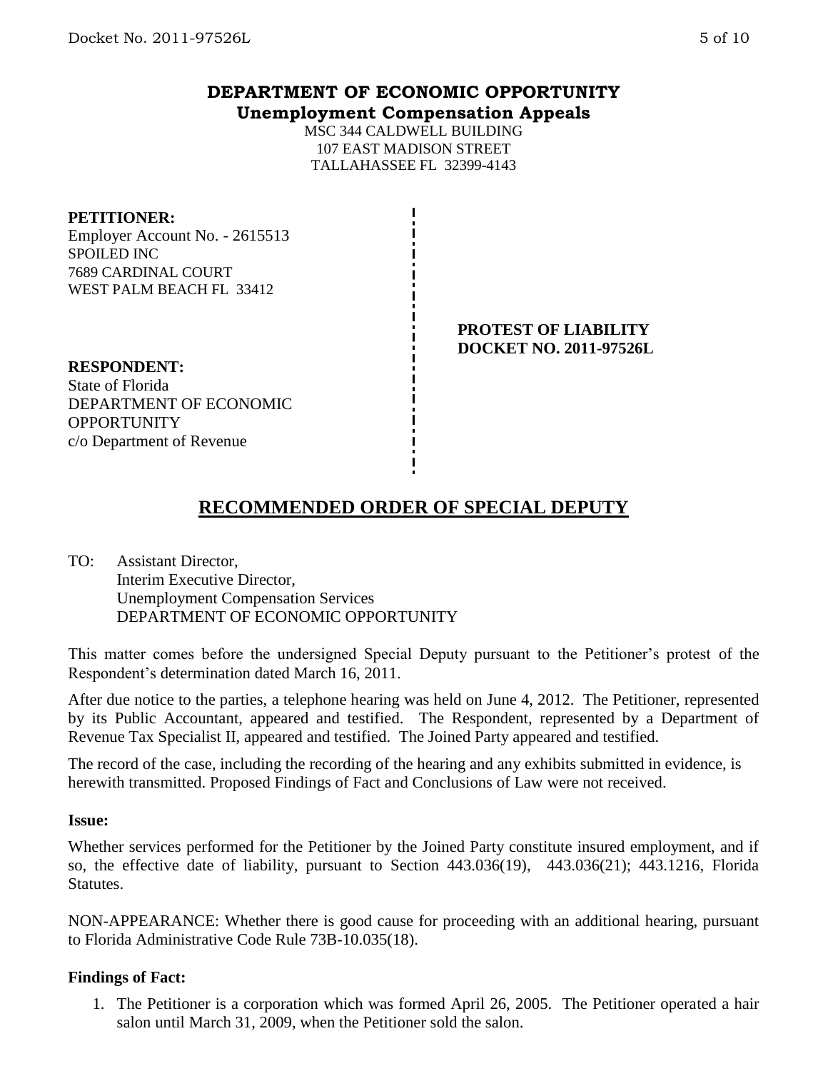**DEPARTMENT OF ECONOMIC OPPORTUNITY**
**Unemployment Compensation Appeals**

MSC 344 CALDWELL BUILDING
107 EAST MADISON STREET
TALLAHASSEE FL 32399-4143

**PETITIONER:**
Employer Account No. - 2615513
SPOILED INC
7689 CARDINAL COURT
WEST PALM BEACH FL 33412

**PROTEST OF LIABILITY**
**DOCKET NO. 2011-97526L**

**RESPONDENT:**
State of Florida
DEPARTMENT OF ECONOMIC OPPORTUNITY
c/o Department of Revenue

## RECOMMENDED ORDER OF SPECIAL DEPUTY

TO: Assistant Director,
Interim Executive Director,
Unemployment Compensation Services
DEPARTMENT OF ECONOMIC OPPORTUNITY

This matter comes before the undersigned Special Deputy pursuant to the Petitioner's protest of the Respondent's determination dated March 16, 2011.

After due notice to the parties, a telephone hearing was held on June 4, 2012. The Petitioner, represented by its Public Accountant, appeared and testified. The Respondent, represented by a Department of Revenue Tax Specialist II, appeared and testified. The Joined Party appeared and testified.

The record of the case, including the recording of the hearing and any exhibits submitted in evidence, is herewith transmitted. Proposed Findings of Fact and Conclusions of Law were not received.

### Issue:

Whether services performed for the Petitioner by the Joined Party constitute insured employment, and if so, the effective date of liability, pursuant to Section 443.036(19), 443.036(21); 443.1216, Florida Statutes.

NON-APPEARANCE: Whether there is good cause for proceeding with an additional hearing, pursuant to Florida Administrative Code Rule 73B-10.035(18).

### Findings of Fact:

1. The Petitioner is a corporation which was formed April 26, 2005. The Petitioner operated a hair salon until March 31, 2009, when the Petitioner sold the salon.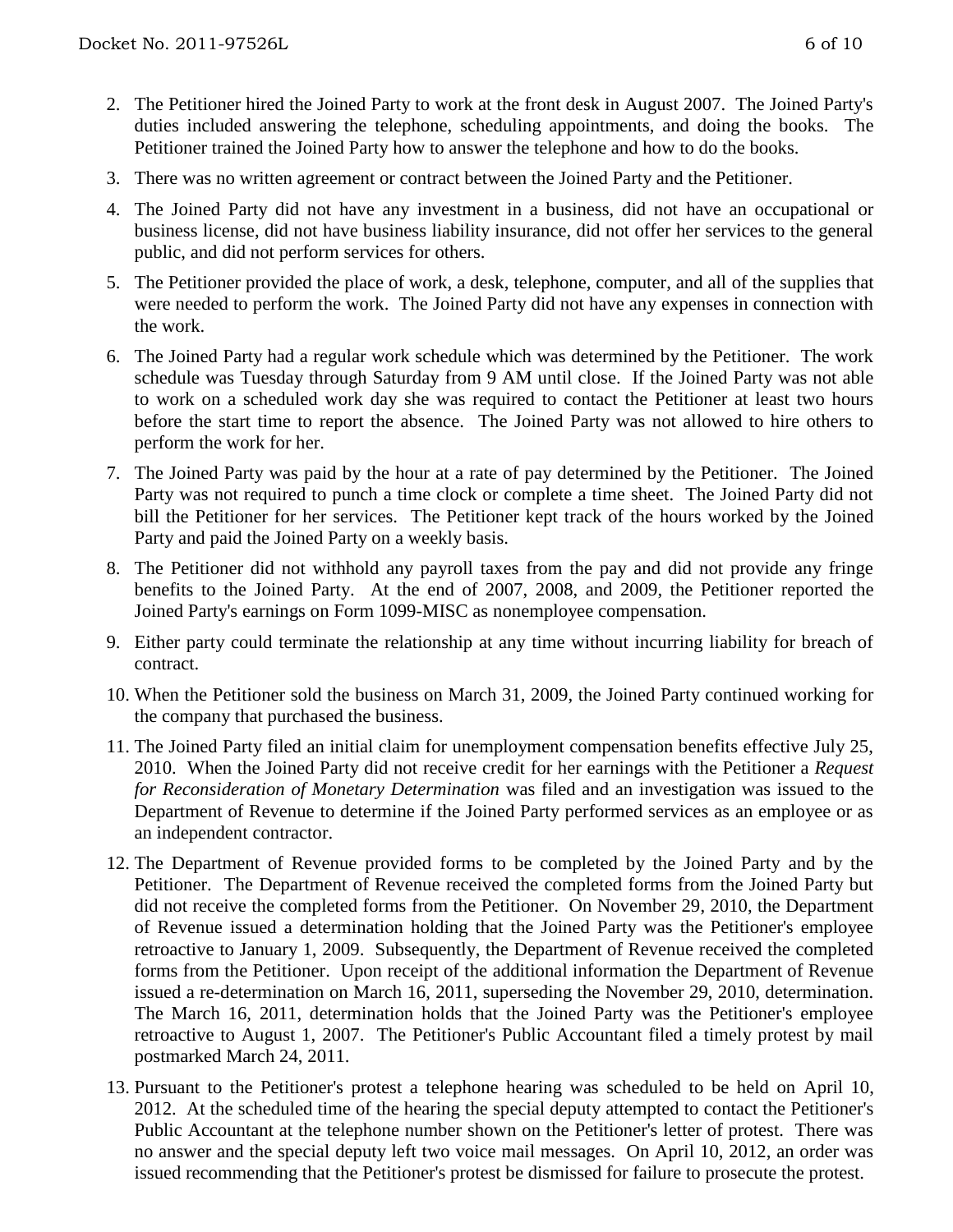2. The Petitioner hired the Joined Party to work at the front desk in August 2007. The Joined Party's duties included answering the telephone, scheduling appointments, and doing the books. The Petitioner trained the Joined Party how to answer the telephone and how to do the books.

3. There was no written agreement or contract between the Joined Party and the Petitioner.

4. The Joined Party did not have any investment in a business, did not have an occupational or business license, did not have business liability insurance, did not offer her services to the general public, and did not perform services for others.

5. The Petitioner provided the place of work, a desk, telephone, computer, and all of the supplies that were needed to perform the work. The Joined Party did not have any expenses in connection with the work.

6. The Joined Party had a regular work schedule which was determined by the Petitioner. The work schedule was Tuesday through Saturday from 9 AM until close. If the Joined Party was not able to work on a scheduled work day she was required to contact the Petitioner at least two hours before the start time to report the absence. The Joined Party was not allowed to hire others to perform the work for her.

7. The Joined Party was paid by the hour at a rate of pay determined by the Petitioner. The Joined Party was not required to punch a time clock or complete a time sheet. The Joined Party did not bill the Petitioner for her services. The Petitioner kept track of the hours worked by the Joined Party and paid the Joined Party on a weekly basis.

8. The Petitioner did not withhold any payroll taxes from the pay and did not provide any fringe benefits to the Joined Party. At the end of 2007, 2008, and 2009, the Petitioner reported the Joined Party's earnings on Form 1099-MISC as nonemployee compensation.

9. Either party could terminate the relationship at any time without incurring liability for breach of contract.

10. When the Petitioner sold the business on March 31, 2009, the Joined Party continued working for the company that purchased the business.

11. The Joined Party filed an initial claim for unemployment compensation benefits effective July 25, 2010. When the Joined Party did not receive credit for her earnings with the Petitioner a *Request for Reconsideration of Monetary Determination* was filed and an investigation was issued to the Department of Revenue to determine if the Joined Party performed services as an employee or as an independent contractor.

12. The Department of Revenue provided forms to be completed by the Joined Party and by the Petitioner. The Department of Revenue received the completed forms from the Joined Party but did not receive the completed forms from the Petitioner. On November 29, 2010, the Department of Revenue issued a determination holding that the Joined Party was the Petitioner's employee retroactive to January 1, 2009. Subsequently, the Department of Revenue received the completed forms from the Petitioner. Upon receipt of the additional information the Department of Revenue issued a re-determination on March 16, 2011, superseding the November 29, 2010, determination. The March 16, 2011, determination holds that the Joined Party was the Petitioner's employee retroactive to August 1, 2007. The Petitioner's Public Accountant filed a timely protest by mail postmarked March 24, 2011.

13. Pursuant to the Petitioner's protest a telephone hearing was scheduled to be held on April 10, 2012. At the scheduled time of the hearing the special deputy attempted to contact the Petitioner's Public Accountant at the telephone number shown on the Petitioner's letter of protest. There was no answer and the special deputy left two voice mail messages. On April 10, 2012, an order was issued recommending that the Petitioner's protest be dismissed for failure to prosecute the protest.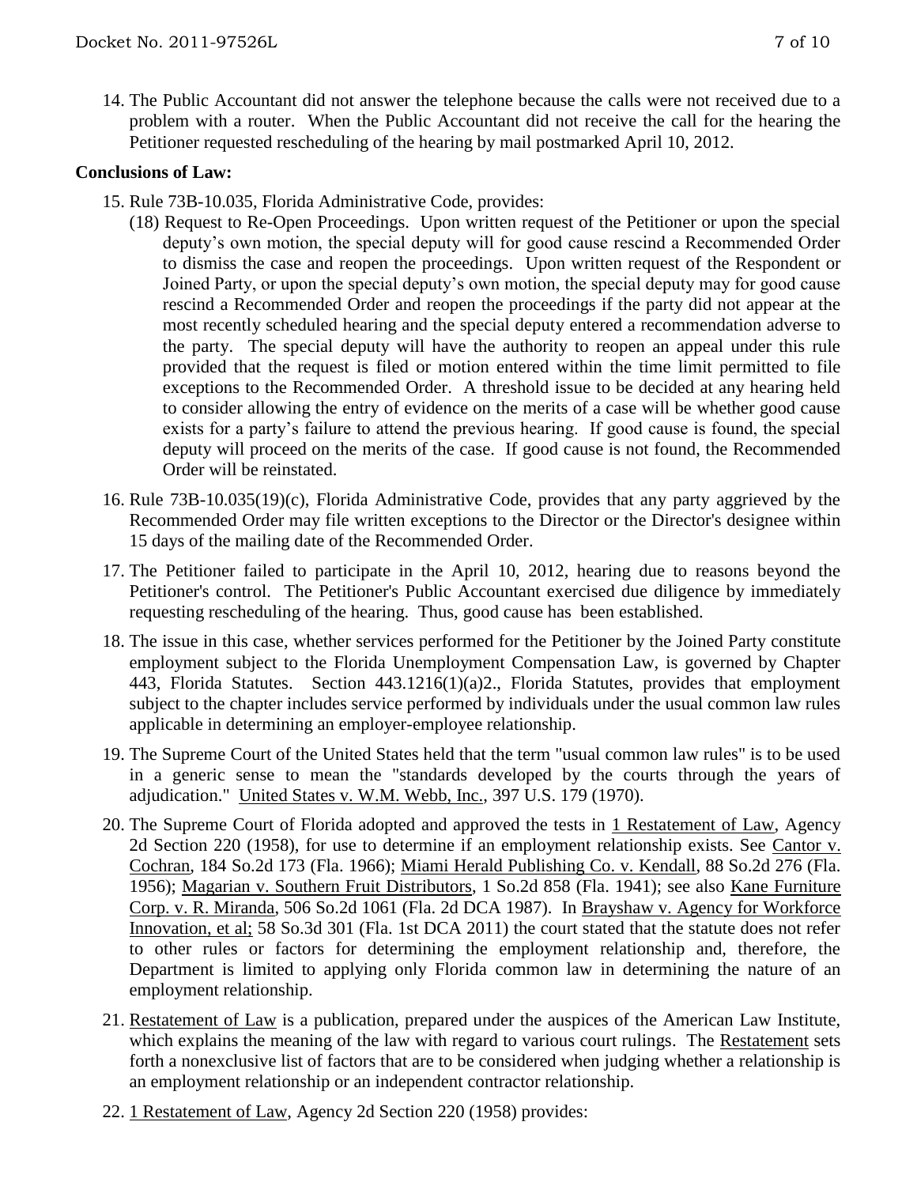14. The Public Accountant did not answer the telephone because the calls were not received due to a problem with a router. When the Public Accountant did not receive the call for the hearing the Petitioner requested rescheduling of the hearing by mail postmarked April 10, 2012.

**Conclusions of Law:**

15. Rule 73B-10.035, Florida Administrative Code, provides:
    (18) Request to Re-Open Proceedings. Upon written request of the Petitioner or upon the special deputy's own motion, the special deputy will for good cause rescind a Recommended Order to dismiss the case and reopen the proceedings. Upon written request of the Respondent or Joined Party, or upon the special deputy's own motion, the special deputy may for good cause rescind a Recommended Order and reopen the proceedings if the party did not appear at the most recently scheduled hearing and the special deputy entered a recommendation adverse to the party. The special deputy will have the authority to reopen an appeal under this rule provided that the request is filed or motion entered within the time limit permitted to file exceptions to the Recommended Order. A threshold issue to be decided at any hearing held to consider allowing the entry of evidence on the merits of a case will be whether good cause exists for a party's failure to attend the previous hearing. If good cause is found, the special deputy will proceed on the merits of the case. If good cause is not found, the Recommended Order will be reinstated.

16. Rule 73B-10.035(19)(c), Florida Administrative Code, provides that any party aggrieved by the Recommended Order may file written exceptions to the Director or the Director's designee within 15 days of the mailing date of the Recommended Order.

17. The Petitioner failed to participate in the April 10, 2012, hearing due to reasons beyond the Petitioner's control. The Petitioner's Public Accountant exercised due diligence by immediately requesting rescheduling of the hearing. Thus, good cause has been established.

18. The issue in this case, whether services performed for the Petitioner by the Joined Party constitute employment subject to the Florida Unemployment Compensation Law, is governed by Chapter 443, Florida Statutes. Section 443.1216(1)(a)2., Florida Statutes, provides that employment subject to the chapter includes service performed by individuals under the usual common law rules applicable in determining an employer-employee relationship.

19. The Supreme Court of the United States held that the term "usual common law rules" is to be used in a generic sense to mean the "standards developed by the courts through the years of adjudication." United States v. W.M. Webb, Inc., 397 U.S. 179 (1970).

20. The Supreme Court of Florida adopted and approved the tests in 1 Restatement of Law, Agency 2d Section 220 (1958), for use to determine if an employment relationship exists. See Cantor v. Cochran, 184 So.2d 173 (Fla. 1966); Miami Herald Publishing Co. v. Kendall, 88 So.2d 276 (Fla. 1956); Magarian v. Southern Fruit Distributors, 1 So.2d 858 (Fla. 1941); see also Kane Furniture Corp. v. R. Miranda, 506 So.2d 1061 (Fla. 2d DCA 1987). In Brayshaw v. Agency for Workforce Innovation, et al; 58 So.3d 301 (Fla. 1st DCA 2011) the court stated that the statute does not refer to other rules or factors for determining the employment relationship and, therefore, the Department is limited to applying only Florida common law in determining the nature of an employment relationship.

21. Restatement of Law is a publication, prepared under the auspices of the American Law Institute, which explains the meaning of the law with regard to various court rulings. The Restatement sets forth a nonexclusive list of factors that are to be considered when judging whether a relationship is an employment relationship or an independent contractor relationship.

22. 1 Restatement of Law, Agency 2d Section 220 (1958) provides: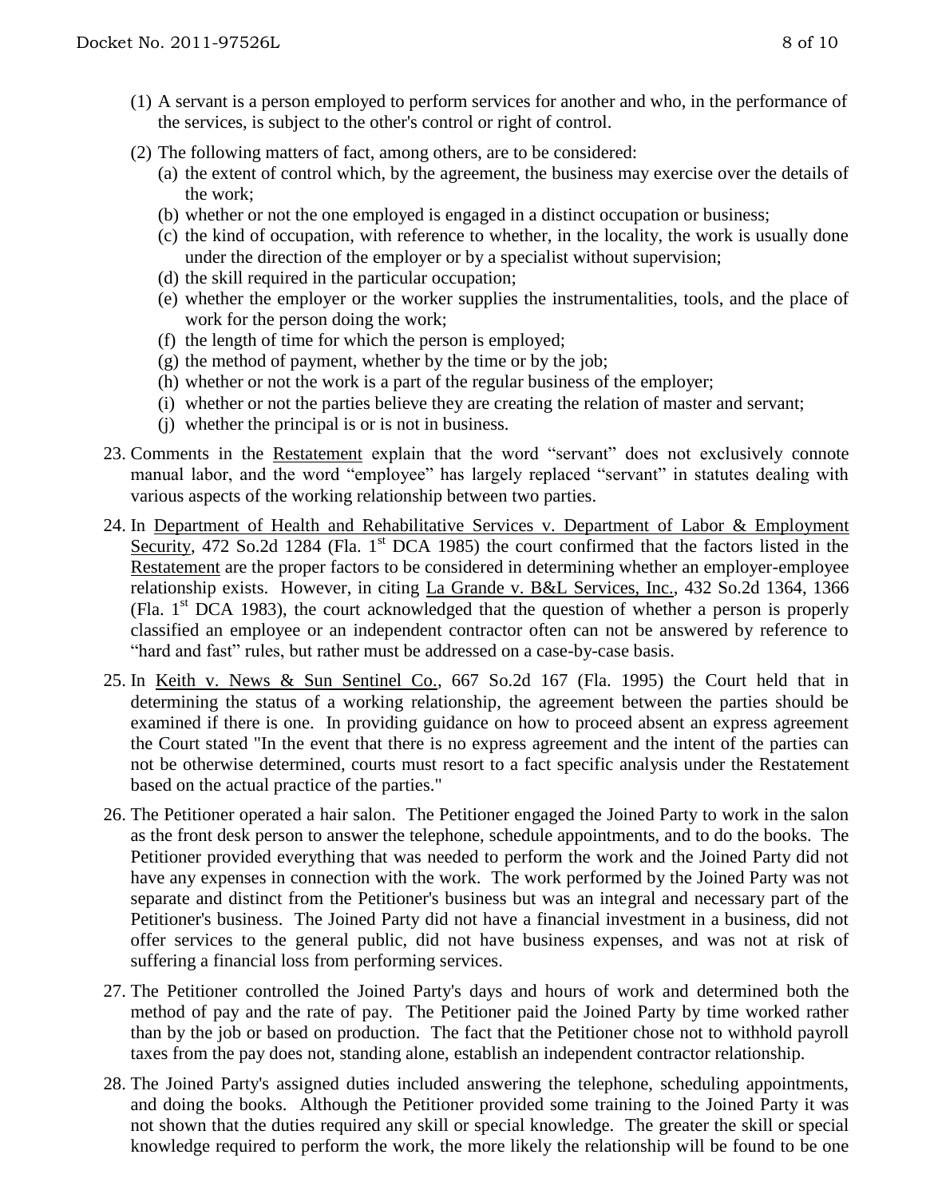(1) A servant is a person employed to perform services for another and who, in the performance of the services, is subject to the other's control or right of control.

(2) The following matters of fact, among others, are to be considered:

(a) the extent of control which, by the agreement, the business may exercise over the details of the work;

(b) whether or not the one employed is engaged in a distinct occupation or business;

(c) the kind of occupation, with reference to whether, in the locality, the work is usually done under the direction of the employer or by a specialist without supervision;

(d) the skill required in the particular occupation;

(e) whether the employer or the worker supplies the instrumentalities, tools, and the place of work for the person doing the work;

(f) the length of time for which the person is employed;

(g) the method of payment, whether by the time or by the job;

(h) whether or not the work is a part of the regular business of the employer;

(i) whether or not the parties believe they are creating the relation of master and servant;

(j) whether the principal is or is not in business.

23. Comments in the Restatement explain that the word "servant" does not exclusively connote manual labor, and the word "employee" has largely replaced "servant" in statutes dealing with various aspects of the working relationship between two parties.

24. In Department of Health and Rehabilitative Services v. Department of Labor & Employment Security, 472 So.2d 1284 (Fla. 1st DCA 1985) the court confirmed that the factors listed in the Restatement are the proper factors to be considered in determining whether an employer-employee relationship exists. However, in citing La Grande v. B&L Services, Inc., 432 So.2d 1364, 1366 (Fla. 1st DCA 1983), the court acknowledged that the question of whether a person is properly classified an employee or an independent contractor often can not be answered by reference to "hard and fast" rules, but rather must be addressed on a case-by-case basis.

25. In Keith v. News & Sun Sentinel Co., 667 So.2d 167 (Fla. 1995) the Court held that in determining the status of a working relationship, the agreement between the parties should be examined if there is one. In providing guidance on how to proceed absent an express agreement the Court stated "In the event that there is no express agreement and the intent of the parties can not be otherwise determined, courts must resort to a fact specific analysis under the Restatement based on the actual practice of the parties."

26. The Petitioner operated a hair salon. The Petitioner engaged the Joined Party to work in the salon as the front desk person to answer the telephone, schedule appointments, and to do the books. The Petitioner provided everything that was needed to perform the work and the Joined Party did not have any expenses in connection with the work. The work performed by the Joined Party was not separate and distinct from the Petitioner's business but was an integral and necessary part of the Petitioner's business. The Joined Party did not have a financial investment in a business, did not offer services to the general public, did not have business expenses, and was not at risk of suffering a financial loss from performing services.

27. The Petitioner controlled the Joined Party's days and hours of work and determined both the method of pay and the rate of pay. The Petitioner paid the Joined Party by time worked rather than by the job or based on production. The fact that the Petitioner chose not to withhold payroll taxes from the pay does not, standing alone, establish an independent contractor relationship.

28. The Joined Party's assigned duties included answering the telephone, scheduling appointments, and doing the books. Although the Petitioner provided some training to the Joined Party it was not shown that the duties required any skill or special knowledge. The greater the skill or special knowledge required to perform the work, the more likely the relationship will be found to be one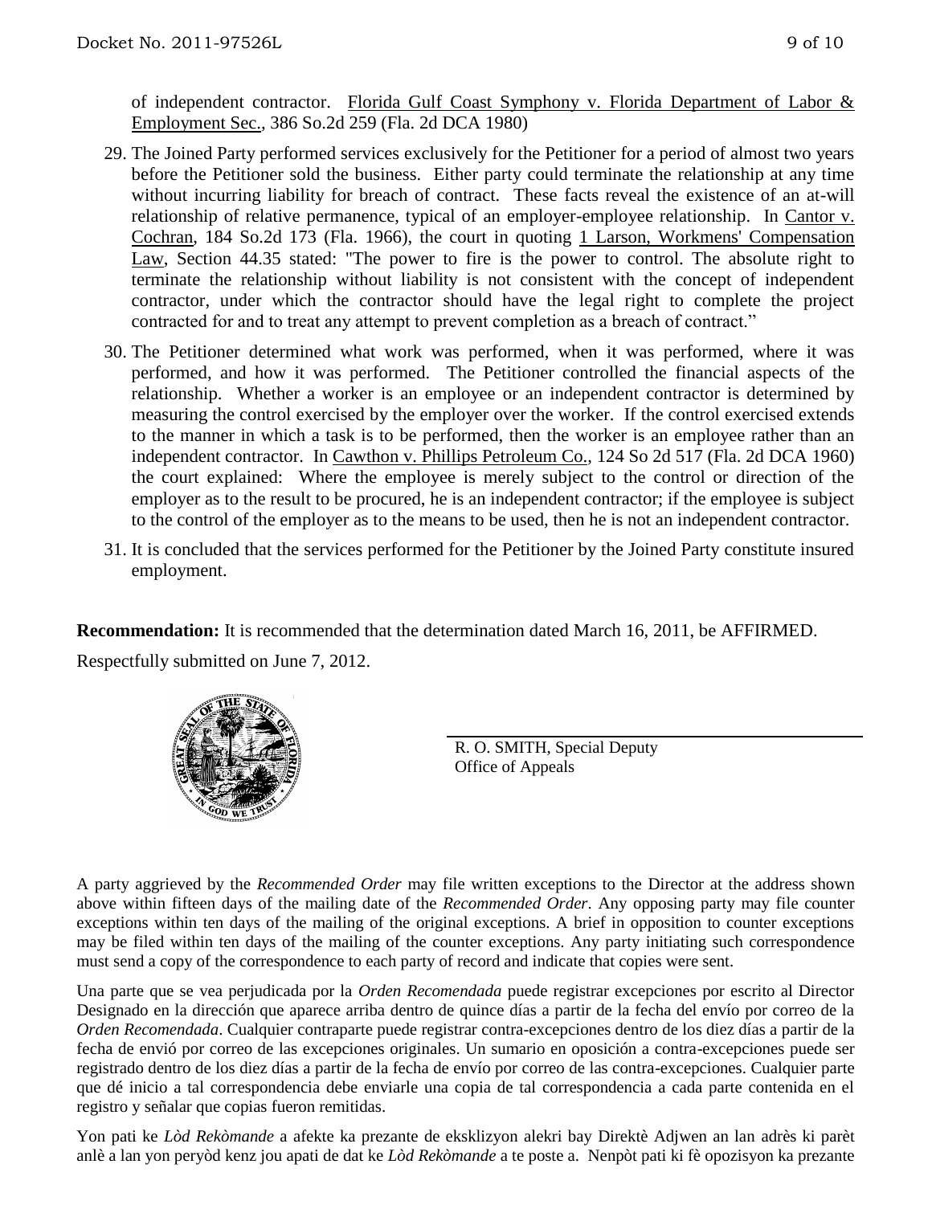of independent contractor. Florida Gulf Coast Symphony v. Florida Department of Labor & Employment Sec., 386 So.2d 259 (Fla. 2d DCA 1980)

29. The Joined Party performed services exclusively for the Petitioner for a period of almost two years before the Petitioner sold the business. Either party could terminate the relationship at any time without incurring liability for breach of contract. These facts reveal the existence of an at-will relationship of relative permanence, typical of an employer-employee relationship. In Cantor v. Cochran, 184 So.2d 173 (Fla. 1966), the court in quoting 1 Larson, Workmens' Compensation Law, Section 44.35 stated: "The power to fire is the power to control. The absolute right to terminate the relationship without liability is not consistent with the concept of independent contractor, under which the contractor should have the legal right to complete the project contracted for and to treat any attempt to prevent completion as a breach of contract."

30. The Petitioner determined what work was performed, when it was performed, where it was performed, and how it was performed. The Petitioner controlled the financial aspects of the relationship. Whether a worker is an employee or an independent contractor is determined by measuring the control exercised by the employer over the worker. If the control exercised extends to the manner in which a task is to be performed, then the worker is an employee rather than an independent contractor. In Cawthon v. Phillips Petroleum Co., 124 So 2d 517 (Fla. 2d DCA 1960) the court explained: Where the employee is merely subject to the control or direction of the employer as to the result to be procured, he is an independent contractor; if the employee is subject to the control of the employer as to the means to be used, then he is not an independent contractor.

31. It is concluded that the services performed for the Petitioner by the Joined Party constitute insured employment.

**Recommendation:** It is recommended that the determination dated March 16, 2011, be AFFIRMED.

Respectfully submitted on June 7, 2012.

R. O. SMITH, Special Deputy
Office of Appeals

A party aggrieved by the *Recommended Order* may file written exceptions to the Director at the address shown above within fifteen days of the mailing date of the *Recommended Order*. Any opposing party may file counter exceptions within ten days of the mailing of the original exceptions. A brief in opposition to counter exceptions may be filed within ten days of the mailing of the counter exceptions. Any party initiating such correspondence must send a copy of the correspondence to each party of record and indicate that copies were sent.

Una parte que se vea perjudicada por la *Orden Recomendada* puede registrar excepciones por escrito al Director Designado en la dirección que aparece arriba dentro de quince días a partir de la fecha del envío por correo de la *Orden Recomendada*. Cualquier contraparte puede registrar contra-excepciones dentro de los diez días a partir de la fecha de envió por correo de las excepciones originales. Un sumario en oposición a contra-excepciones puede ser registrado dentro de los diez días a partir de la fecha de envío por correo de las contra-excepciones. Cualquier parte que dé inicio a tal correspondencia debe enviarle una copia de tal correspondencia a cada parte contenida en el registro y señalar que copias fueron remitidas.

Yon pati ke *Lòd Rekòmande* a afekte ka prezante de eksklizyon alekri bay Direktè Adjwen an lan adrès ki parèt anlè a lan yon peryòd kenz jou apati de dat ke *Lòd Rekòmande* a te poste a. Nenpòt pati ki fè opozisyon ka prezante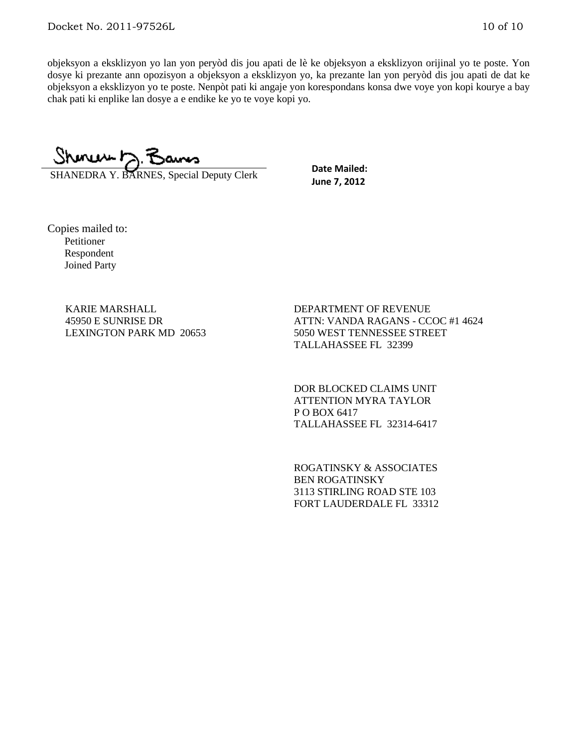objeksyon a eksklizyon yo lan yon peryòd dis jou apati de lè ke objeksyon a eksklizyon orijinal yo te poste. Yon dosye ki prezante ann opozisyon a objeksyon a eksklizyon yo, ka prezante lan yon peryòd dis jou apati de dat ke objeksyon a eksklizyon yo te poste. Nenpòt pati ki angaje yon korespondans konsa dwe voye yon kopi kourye a bay chak pati ki enplike lan dosye a e endike ke yo te voye kopi yo.

SHANEDRA Y. BARNES, Special Deputy Clerk

**Date Mailed:**
**June 7, 2012**

Copies mailed to:
Petitioner
Respondent
Joined Party

KARIE MARSHALL
45950 E SUNRISE DR
LEXINGTON PARK MD 20653

DEPARTMENT OF REVENUE
ATTN: VANDA RAGANS - CCOC #1 4624
5050 WEST TENNESSEE STREET
TALLAHASSEE FL 32399

DOR BLOCKED CLAIMS UNIT
ATTENTION MYRA TAYLOR
P O BOX 6417
TALLAHASSEE FL 32314-6417

ROGATINSKY & ASSOCIATES
BEN ROGATINSKY
3113 STIRLING ROAD STE 103
FORT LAUDERDALE FL 33312